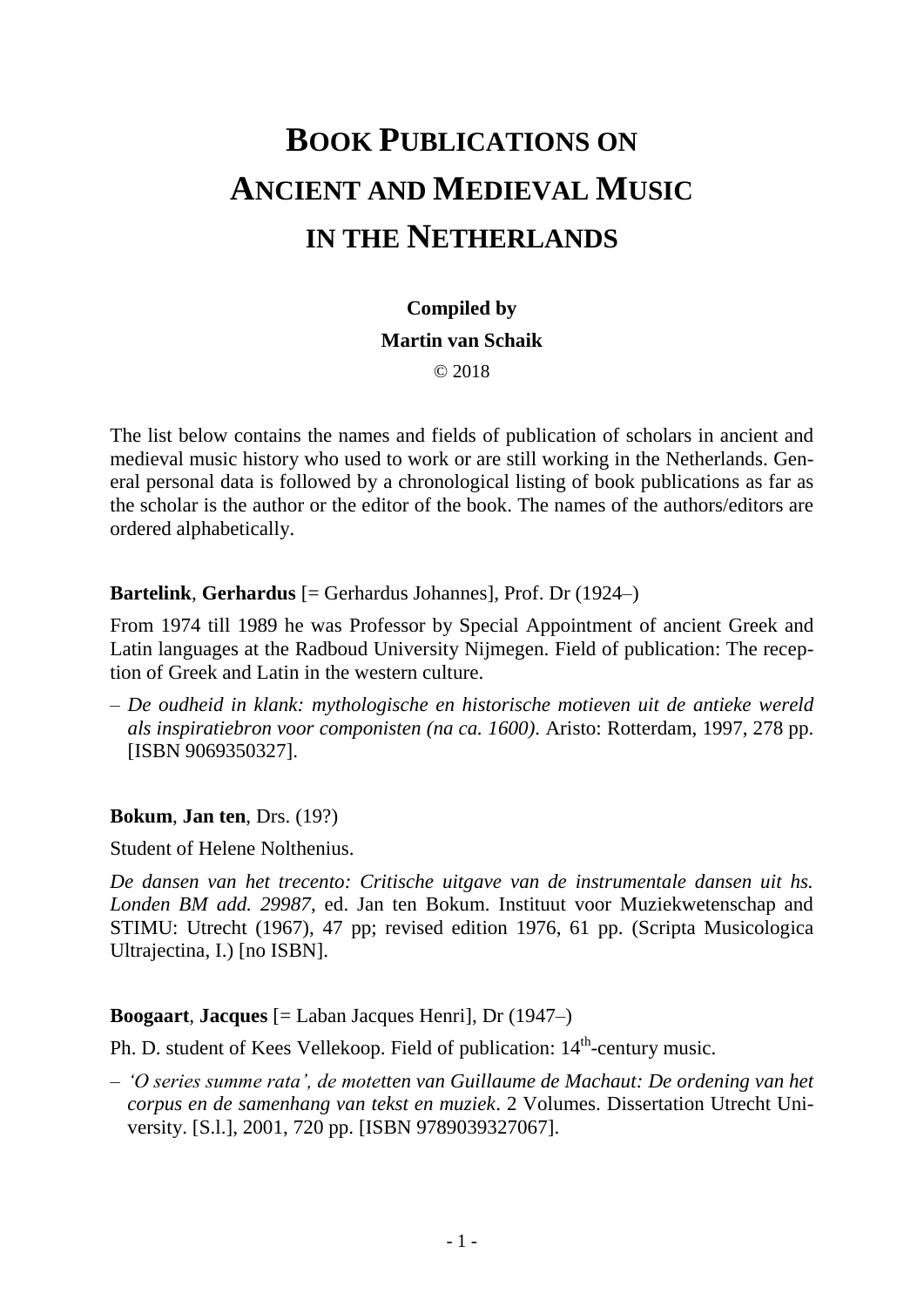# BOOK PUBLICATIONS ON ANCIENT AND MEDIEVAL MUSIC IN THE NETHERLANDS

**Compiled by**

**Martin van Schaik**

© 2018

The list below contains the names and fields of publication of scholars in ancient and medieval music history who used to work or are still working in the Netherlands. General personal data is followed by a chronological listing of book publications as far as the scholar is the author or the editor of the book. The names of the authors/editors are ordered alphabetically.

**Bartelink**, **Gerhardus** [= Gerhardus Johannes], Prof. Dr (1924–)

From 1974 till 1989 he was Professor by Special Appointment of ancient Greek and Latin languages at the Radboud University Nijmegen. Field of publication: The reception of Greek and Latin in the western culture.

- *De oudheid in klank: mythologische en historische motieven uit de antieke wereld als inspiratiebron voor componisten (na ca. 1600).* Aristo: Rotterdam, 1997, 278 pp. [ISBN 9069350327].

**Bokum**, **Jan ten**, Drs. (19?)

Student of Helene Nolthenius.

*De dansen van het trecento: Critische uitgave van de instrumentale dansen uit hs. Londen BM add. 29987*, ed. Jan ten Bokum. Instituut voor Muziekwetenschap and STIMU: Utrecht (1967), 47 pp; revised edition 1976, 61 pp. (Scripta Musicologica Ultrajectina, I.) [no ISBN].

**Boogaart**, **Jacques** [= Laban Jacques Henri], Dr (1947–)

Ph. D. student of Kees Vellekoop. Field of publication: 14th-century music.

- *'O series summe rata', de motetten van Guillaume de Machaut: De ordening van het corpus en de samenhang van tekst en muziek*. 2 Volumes. Dissertation Utrecht University. [S.l.], 2001, 720 pp. [ISBN 9789039327067].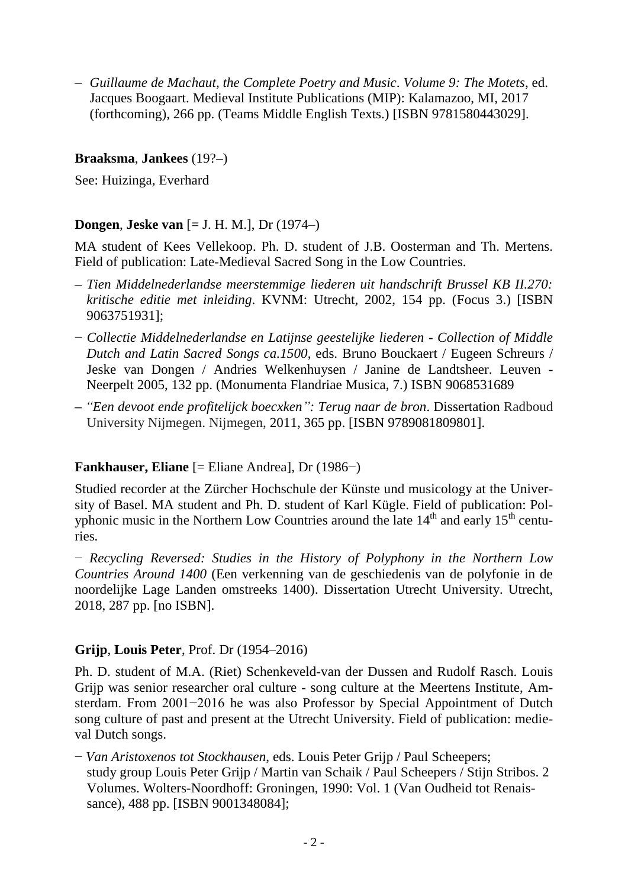– *Guillaume de Machaut, the Complete Poetry and Music. Volume 9: The Motets*, ed. Jacques Boogaart. Medieval Institute Publications (MIP): Kalamazoo, MI, 2017 (forthcoming), 266 pp. (Teams Middle English Texts.) [ISBN 9781580443029].

**Braaksma**, **Jankees** (19?–)

See: Huizinga, Everhard

**Dongen**, **Jeske van** [= J. H. M.], Dr (1974–)

MA student of Kees Vellekoop. Ph. D. student of J.B. Oosterman and Th. Mertens. Field of publication: Late-Medieval Sacred Song in the Low Countries.

– *Tien Middelnederlandse meerstemmige liederen uit handschrift Brussel KB II.270: kritische editie met inleiding*. KVNM: Utrecht, 2002, 154 pp. (Focus 3.) [ISBN 9063751931];

− *Collectie Middelnederlandse en Latijnse geestelijke liederen - Collection of Middle Dutch and Latin Sacred Songs ca.1500*, eds. Bruno Bouckaert / Eugeen Schreurs / Jeske van Dongen / Andries Welkenhuysen / Janine de Landtsheer. Leuven - Neerpelt 2005, 132 pp. (Monumenta Flandriae Musica, 7.) ISBN 9068531689

– *"Een devoot ende profitelijck boecxken": Terug naar de bron*. Dissertation Radboud University Nijmegen. Nijmegen, 2011, 365 pp. [ISBN 9789081809801].

**Fankhauser, Eliane** [= Eliane Andrea], Dr (1986−)

Studied recorder at the Zürcher Hochschule der Künste und musicology at the University of Basel. MA student and Ph. D. student of Karl Kügle. Field of publication: Polyphonic music in the Northern Low Countries around the late 14th and early 15th centuries.

− *Recycling Reversed: Studies in the History of Polyphony in the Northern Low Countries Around 1400* (Een verkenning van de geschiedenis van de polyfonie in de noordelijke Lage Landen omstreeks 1400). Dissertation Utrecht University. Utrecht, 2018, 287 pp. [no ISBN].

**Grijp**, **Louis Peter**, Prof. Dr (1954–2016)

Ph. D. student of M.A. (Riet) Schenkeveld-van der Dussen and Rudolf Rasch. Louis Grijp was senior researcher oral culture - song culture at the Meertens Institute, Amsterdam. From 2001−2016 he was also Professor by Special Appointment of Dutch song culture of past and present at the Utrecht University. Field of publication: medieval Dutch songs.

− *Van Aristoxenos tot Stockhausen*, eds. Louis Peter Grijp / Paul Scheepers; study group Louis Peter Grijp / Martin van Schaik / Paul Scheepers / Stijn Stribos. 2 Volumes. Wolters-Noordhoff: Groningen, 1990: Vol. 1 (Van Oudheid tot Renaissance), 488 pp. [ISBN 9001348084];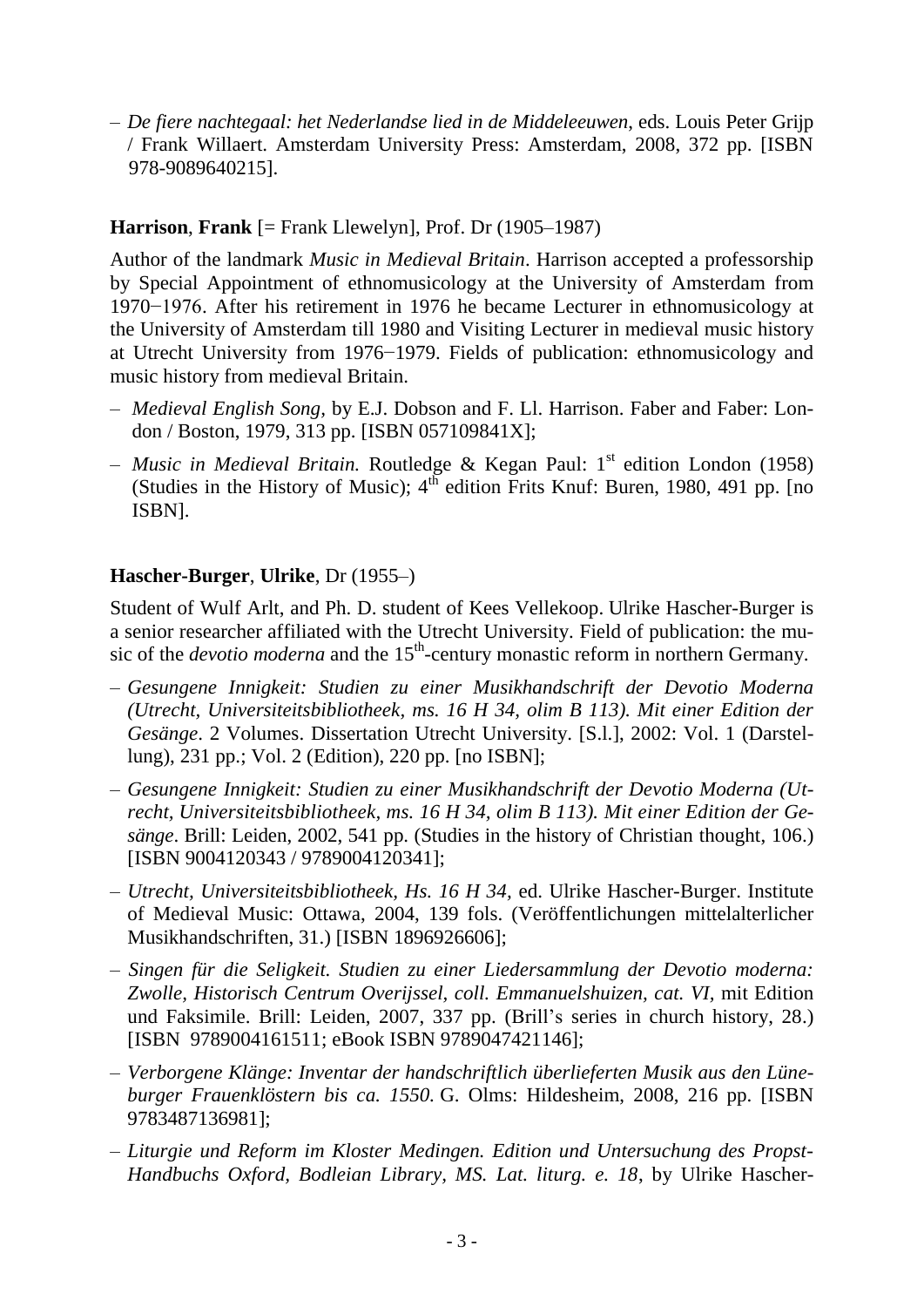– *De fiere nachtegaal: het Nederlandse lied in de Middeleeuwen*, eds. Louis Peter Grijp / Frank Willaert. Amsterdam University Press: Amsterdam, 2008, 372 pp. [ISBN 978-9089640215].

**Harrison**, **Frank** [= Frank Llewelyn], Prof. Dr (1905–1987)

Author of the landmark *Music in Medieval Britain*. Harrison accepted a professorship by Special Appointment of ethnomusicology at the University of Amsterdam from 1970−1976. After his retirement in 1976 he became Lecturer in ethnomusicology at the University of Amsterdam till 1980 and Visiting Lecturer in medieval music history at Utrecht University from 1976−1979. Fields of publication: ethnomusicology and music history from medieval Britain.

– *Medieval English Song*, by E.J. Dobson and F. Ll. Harrison. Faber and Faber: London / Boston, 1979, 313 pp. [ISBN 057109841X];

– *Music in Medieval Britain.* Routledge & Kegan Paul: 1st edition London (1958) (Studies in the History of Music); 4th edition Frits Knuf: Buren, 1980, 491 pp. [no ISBN].

**Hascher-Burger**, **Ulrike**, Dr (1955–)

Student of Wulf Arlt, and Ph. D. student of Kees Vellekoop. Ulrike Hascher-Burger is a senior researcher affiliated with the Utrecht University. Field of publication: the music of the *devotio moderna* and the 15th-century monastic reform in northern Germany.

– *Gesungene Innigkeit: Studien zu einer Musikhandschrift der Devotio Moderna (Utrecht, Universiteitsbibliotheek, ms. 16 H 34, olim B 113). Mit einer Edition der Gesänge*. 2 Volumes. Dissertation Utrecht University. [S.l.], 2002: Vol. 1 (Darstellung), 231 pp.; Vol. 2 (Edition), 220 pp. [no ISBN];

– *Gesungene Innigkeit: Studien zu einer Musikhandschrift der Devotio Moderna (Utrecht, Universiteitsbibliotheek, ms. 16 H 34, olim B 113). Mit einer Edition der Gesänge*. Brill: Leiden, 2002, 541 pp. (Studies in the history of Christian thought, 106.) [ISBN 9004120343 / 9789004120341];

– *Utrecht, Universiteitsbibliotheek, Hs. 16 H 34*, ed. Ulrike Hascher-Burger. Institute of Medieval Music: Ottawa, 2004, 139 fols. (Veröffentlichungen mittelalterlicher Musikhandschriften, 31.) [ISBN 1896926606];

– *Singen für die Seligkeit. Studien zu einer Liedersammlung der Devotio moderna: Zwolle, Historisch Centrum Overijssel, coll. Emmanuelshuizen, cat. VI*, mit Edition und Faksimile. Brill: Leiden, 2007, 337 pp. (Brill's series in church history, 28.) [ISBN 9789004161511; eBook ISBN 9789047421146];

– *Verborgene Klänge: Inventar der handschriftlich überlieferten Musik aus den Lüneburger Frauenklöstern bis ca. 1550.* G. Olms: Hildesheim, 2008, 216 pp. [ISBN 9783487136981];

– *Liturgie und Reform im Kloster Medingen. Edition und Untersuchung des Propst-Handbuchs Oxford, Bodleian Library, MS. Lat. liturg. e. 18*, by Ulrike Hascher-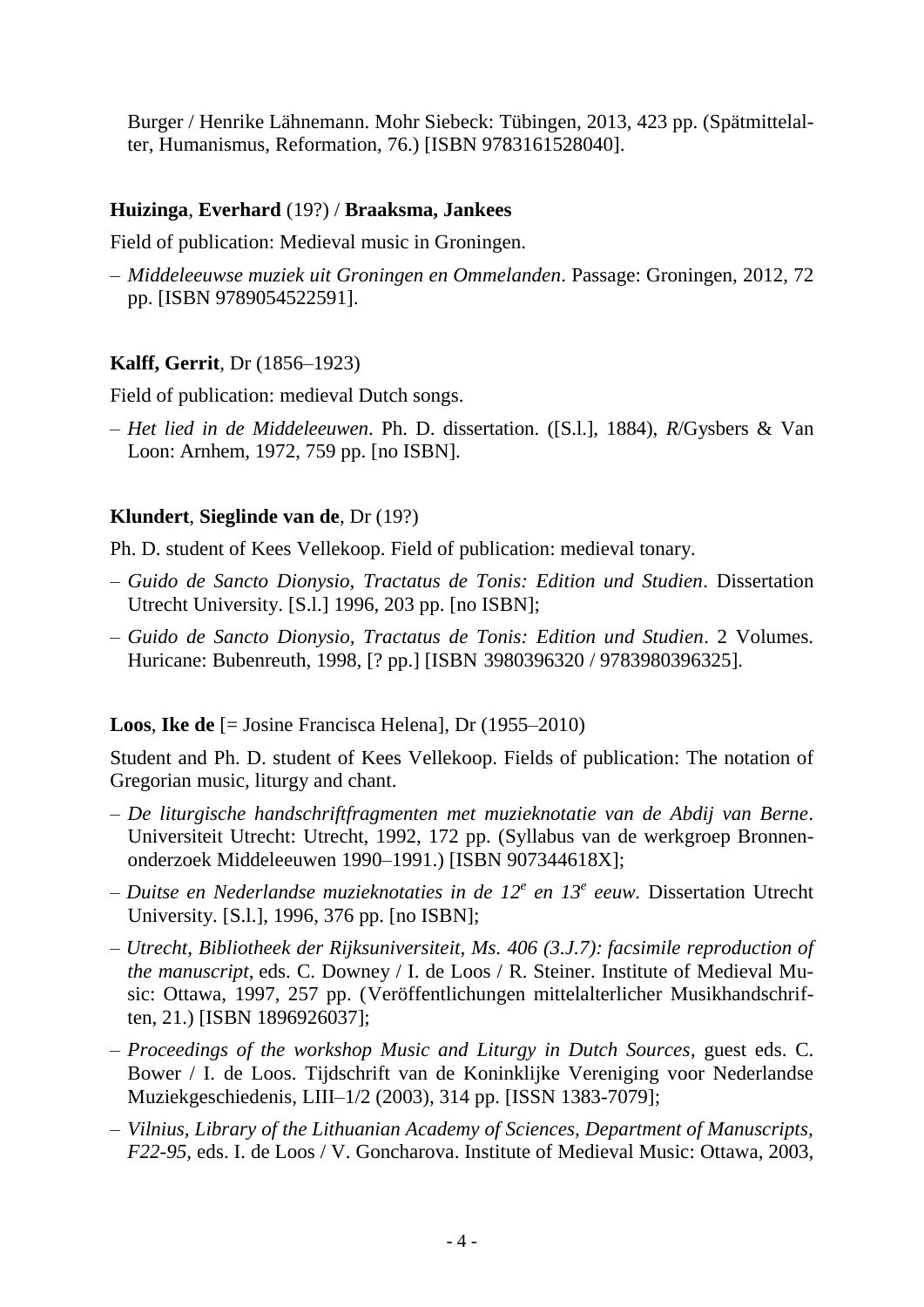Burger / Henrike Lähnemann. Mohr Siebeck: Tübingen, 2013, 423 pp. (Spätmittelalter, Humanismus, Reformation, 76.) [ISBN 9783161528040].

**Huizinga**, **Everhard** (19?) / **Braaksma, Jankees**

Field of publication: Medieval music in Groningen.

– *Middeleeuwse muziek uit Groningen en Ommelanden*. Passage: Groningen, 2012, 72 pp. [ISBN 9789054522591].

**Kalff, Gerrit**, Dr (1856–1923)

Field of publication: medieval Dutch songs.

– *Het lied in de Middeleeuwen*. Ph. D. dissertation. ([S.l.], 1884), *R*/Gysbers & Van Loon: Arnhem, 1972, 759 pp. [no ISBN].

**Klundert**, **Sieglinde van de**, Dr (19?)

Ph. D. student of Kees Vellekoop. Field of publication: medieval tonary.

– *Guido de Sancto Dionysio, Tractatus de Tonis: Edition und Studien*. Dissertation Utrecht University. [S.l.] 1996, 203 pp. [no ISBN];

– *Guido de Sancto Dionysio, Tractatus de Tonis: Edition und Studien*. 2 Volumes. Huricane: Bubenreuth, 1998, [? pp.] [ISBN 3980396320 / 9783980396325].

**Loos**, **Ike de** [= Josine Francisca Helena], Dr (1955–2010)

Student and Ph. D. student of Kees Vellekoop. Fields of publication: The notation of Gregorian music, liturgy and chant.

– *De liturgische handschriftfragmenten met muzieknotatie van de Abdij van Berne*. Universiteit Utrecht: Utrecht, 1992, 172 pp. (Syllabus van de werkgroep Bronnenonderzoek Middeleeuwen 1990–1991.) [ISBN 907344618X];

– *Duitse en Nederlandse muzieknotaties in de 12e en 13e eeuw*. Dissertation Utrecht University. [S.l.], 1996, 376 pp. [no ISBN];

– *Utrecht, Bibliotheek der Rijksuniversiteit, Ms. 406 (3.J.7): facsimile reproduction of the manuscript*, eds. C. Downey / I. de Loos / R. Steiner. Institute of Medieval Music: Ottawa, 1997, 257 pp. (Veröffentlichungen mittelalterlicher Musikhandschriften, 21.) [ISBN 1896926037];

– *Proceedings of the workshop Music and Liturgy in Dutch Sources*, guest eds. C. Bower / I. de Loos. Tijdschrift van de Koninklijke Vereniging voor Nederlandse Muziekgeschiedenis, LIII–1/2 (2003), 314 pp. [ISSN 1383-7079];

– *Vilnius, Library of the Lithuanian Academy of Sciences, Department of Manuscripts, F22-95*, eds. I. de Loos / V. Goncharova. Institute of Medieval Music: Ottawa, 2003,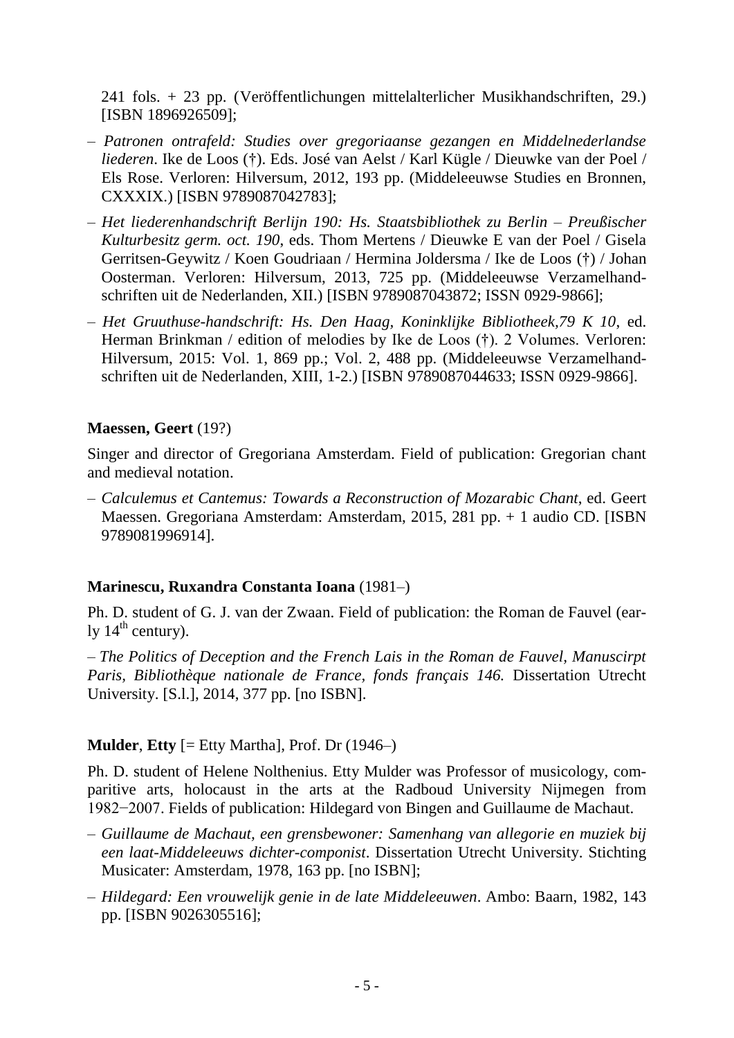241 fols. + 23 pp. (Veröffentlichungen mittelalterlicher Musikhandschriften, 29.) [ISBN 1896926509];

– *Patronen ontrafeld: Studies over gregoriaanse gezangen en Middelnederlandse liederen*. Ike de Loos (†). Eds. José van Aelst / Karl Kügle / Dieuwke van der Poel / Els Rose. Verloren: Hilversum, 2012, 193 pp. (Middeleeuwse Studies en Bronnen, CXXXIX.) [ISBN 9789087042783];

– *Het liederenhandschrift Berlijn 190: Hs. Staatsbibliothek zu Berlin – Preußischer Kulturbesitz germ. oct. 190*, eds. Thom Mertens / Dieuwke E van der Poel / Gisela Gerritsen-Geywitz / Koen Goudriaan / Hermina Joldersma / Ike de Loos (†) / Johan Oosterman. Verloren: Hilversum, 2013, 725 pp. (Middeleeuwse Verzamelhandschriften uit de Nederlanden, XII.) [ISBN 9789087043872; ISSN 0929-9866];

– *Het Gruuthuse-handschrift: Hs. Den Haag, Koninklijke Bibliotheek,79 K 10*, ed. Herman Brinkman / edition of melodies by Ike de Loos (†). 2 Volumes. Verloren: Hilversum, 2015: Vol. 1, 869 pp.; Vol. 2, 488 pp. (Middeleeuwse Verzamelhandschriften uit de Nederlanden, XIII, 1-2.) [ISBN 9789087044633; ISSN 0929-9866].

**Maessen, Geert** (19?)

Singer and director of Gregoriana Amsterdam. Field of publication: Gregorian chant and medieval notation.

– *Calculemus et Cantemus: Towards a Reconstruction of Mozarabic Chant*, ed. Geert Maessen. Gregoriana Amsterdam: Amsterdam, 2015, 281 pp. + 1 audio CD. [ISBN 9789081996914].

**Marinescu, Ruxandra Constanta Ioana** (1981–)

Ph. D. student of G. J. van der Zwaan. Field of publication: the Roman de Fauvel (early 14th century).

– *The Politics of Deception and the French Lais in the Roman de Fauvel, Manuscirpt Paris, Bibliothèque nationale de France, fonds français 146.* Dissertation Utrecht University. [S.l.], 2014, 377 pp. [no ISBN].

**Mulder**, **Etty** [= Etty Martha], Prof. Dr (1946–)

Ph. D. student of Helene Nolthenius. Etty Mulder was Professor of musicology, comparitive arts, holocaust in the arts at the Radboud University Nijmegen from 1982−2007. Fields of publication: Hildegard von Bingen and Guillaume de Machaut.

– *Guillaume de Machaut, een grensbewoner: Samenhang van allegorie en muziek bij een laat-Middeleeuws dichter-componist*. Dissertation Utrecht University. Stichting Musicater: Amsterdam, 1978, 163 pp. [no ISBN];

– *Hildegard: Een vrouwelijk genie in de late Middeleeuwen*. Ambo: Baarn, 1982, 143 pp. [ISBN 9026305516];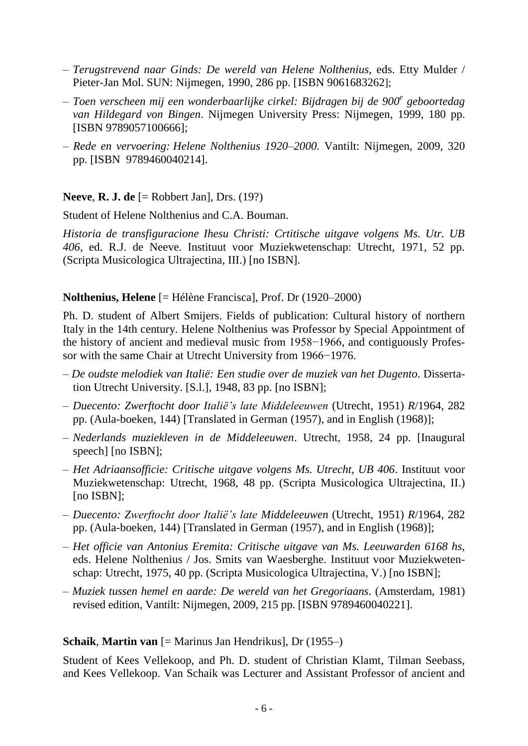– *Terugstrevend naar Ginds: De wereld van Helene Nolthenius*, eds. Etty Mulder / Pieter-Jan Mol. SUN: Nijmegen, 1990, 286 pp. [ISBN 9061683262];

– *Toen verscheen mij een wonderbaarlijke cirkel: Bijdragen bij de 900e geboortedag van Hildegard von Bingen*. Nijmegen University Press: Nijmegen, 1999, 180 pp. [ISBN 9789057100666];

– *Rede en vervoering: Helene Nolthenius 1920–2000.* Vantilt: Nijmegen, 2009, 320 pp. [ISBN 9789460040214].

**Neeve**, **R. J. de** [= Robbert Jan], Drs. (19?)

Student of Helene Nolthenius and C.A. Bouman.

*Historia de transfiguracione Ihesu Christi: Crtitische uitgave volgens Ms. Utr. UB 406*, ed. R.J. de Neeve. Instituut voor Muziekwetenschap: Utrecht, 1971, 52 pp. (Scripta Musicologica Ultrajectina, III.) [no ISBN].

**Nolthenius, Helene** [= Hélène Francisca], Prof. Dr (1920–2000)

Ph. D. student of Albert Smijers. Fields of publication: Cultural history of northern Italy in the 14th century. Helene Nolthenius was Professor by Special Appointment of the history of ancient and medieval music from 1958−1966, and contiguously Professor with the same Chair at Utrecht University from 1966−1976.

– *De oudste melodiek van Italië: Een studie over de muziek van het Dugento*. Dissertation Utrecht University. [S.l.], 1948, 83 pp. [no ISBN];

– *Duecento: Zwerftocht door Italië's late Middeleeuwen* (Utrecht, 1951) *R*/1964, 282 pp. (Aula-boeken, 144) [Translated in German (1957), and in English (1968)];

– *Nederlands muziekleven in de Middeleeuwen*. Utrecht, 1958, 24 pp. [Inaugural speech] [no ISBN];

– *Het Adriaansofficie: Critische uitgave volgens Ms. Utrecht, UB 406*. Instituut voor Muziekwetenschap: Utrecht, 1968, 48 pp. (Scripta Musicologica Ultrajectina, II.) [no ISBN];

– *Duecento: Zwerftocht door Italië's late Middeleeuwen* (Utrecht, 1951) *R*/1964, 282 pp. (Aula-boeken, 144) [Translated in German (1957), and in English (1968)];

– *Het officie van Antonius Eremita: Critische uitgave van Ms. Leeuwarden 6168 hs*, eds. Helene Nolthenius / Jos. Smits van Waesberghe. Instituut voor Muziekwetenschap: Utrecht, 1975, 40 pp. (Scripta Musicologica Ultrajectina, V.) [no ISBN];

– *Muziek tussen hemel en aarde: De wereld van het Gregoriaans*. (Amsterdam, 1981) revised edition, Vantilt: Nijmegen, 2009, 215 pp. [ISBN 9789460040221].

**Schaik**, **Martin van** [= Marinus Jan Hendrikus], Dr (1955–)

Student of Kees Vellekoop, and Ph. D. student of Christian Klamt, Tilman Seebass, and Kees Vellekoop. Van Schaik was Lecturer and Assistant Professor of ancient and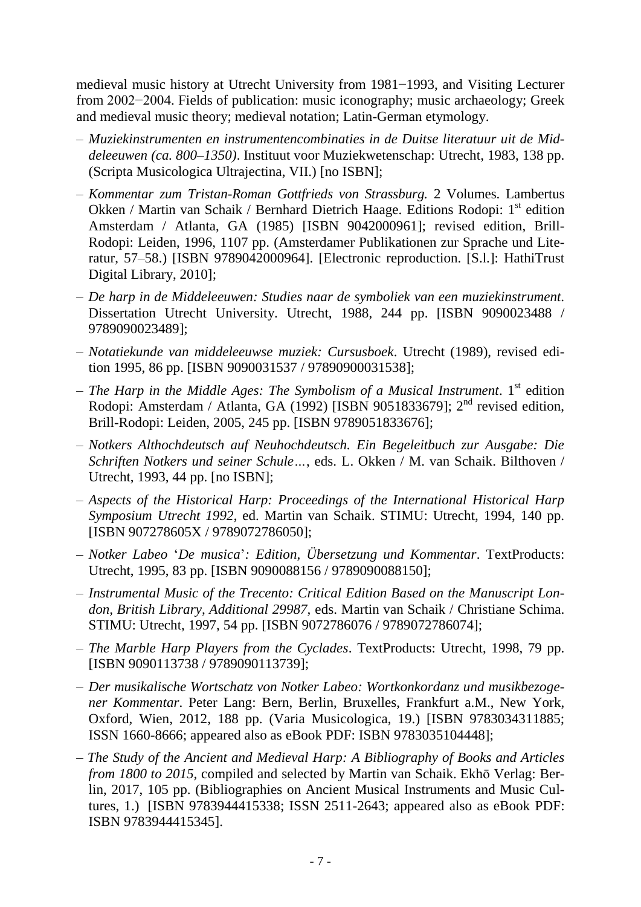medieval music history at Utrecht University from 1981−1993, and Visiting Lecturer from 2002−2004. Fields of publication: music iconography; music archaeology; Greek and medieval music theory; medieval notation; Latin-German etymology.

– *Muziekinstrumenten en instrumentencombinaties in de Duitse literatuur uit de Middeleeuwen (ca. 800–1350)*. Instituut voor Muziekwetenschap: Utrecht, 1983, 138 pp. (Scripta Musicologica Ultrajectina, VII.) [no ISBN];

– *Kommentar zum Tristan-Roman Gottfrieds von Strassburg.* 2 Volumes. Lambertus Okken / Martin van Schaik / Bernhard Dietrich Haage. Editions Rodopi: 1st edition Amsterdam / Atlanta, GA (1985) [ISBN 9042000961]; revised edition, Brill-Rodopi: Leiden, 1996, 1107 pp. (Amsterdamer Publikationen zur Sprache und Literatur, 57–58.) [ISBN 9789042000964]. [Electronic reproduction. [S.l.]: HathiTrust Digital Library, 2010];

– *De harp in de Middeleeuwen: Studies naar de symboliek van een muziekinstrument.* Dissertation Utrecht University. Utrecht, 1988, 244 pp. [ISBN 9090023488 / 9789090023489];

– *Notatiekunde van middeleeuwse muziek: Cursusboek*. Utrecht (1989), revised edition 1995, 86 pp. [ISBN 9090031537 / 97890900031538];

– *The Harp in the Middle Ages: The Symbolism of a Musical Instrument*. 1st edition Rodopi: Amsterdam / Atlanta, GA (1992) [ISBN 9051833679]; 2nd revised edition, Brill-Rodopi: Leiden, 2005, 245 pp. [ISBN 9789051833676];

– *Notkers Althochdeutsch auf Neuhochdeutsch. Ein Begeleitbuch zur Ausgabe: Die Schriften Notkers und seiner Schule…*, eds. L. Okken / M. van Schaik. Bilthoven / Utrecht, 1993, 44 pp. [no ISBN];

– *Aspects of the Historical Harp: Proceedings of the International Historical Harp Symposium Utrecht 1992*, ed. Martin van Schaik. STIMU: Utrecht, 1994, 140 pp. [ISBN 907278605X / 9789072786050];

– *Notker Labeo* '*De musica*'*: Edition, Übersetzung und Kommentar*. TextProducts: Utrecht, 1995, 83 pp. [ISBN 9090088156 / 9789090088150];

– *Instrumental Music of the Trecento: Critical Edition Based on the Manuscript London, British Library, Additional 29987*, eds. Martin van Schaik / Christiane Schima. STIMU: Utrecht, 1997, 54 pp. [ISBN 9072786076 / 9789072786074];

– *The Marble Harp Players from the Cyclades*. TextProducts: Utrecht, 1998, 79 pp. [ISBN 9090113738 / 9789090113739];

– *Der musikalische Wortschatz von Notker Labeo: Wortkonkordanz und musikbezogener Kommentar*. Peter Lang: Bern, Berlin, Bruxelles, Frankfurt a.M., New York, Oxford, Wien, 2012, 188 pp. (Varia Musicologica, 19.) [ISBN 9783034311885; ISSN 1660-8666; appeared also as eBook PDF: ISBN 9783035104448];

– *The Study of the Ancient and Medieval Harp: A Bibliography of Books and Articles from 1800 to 2015*, compiled and selected by Martin van Schaik. Ekhō Verlag: Berlin, 2017, 105 pp. (Bibliographies on Ancient Musical Instruments and Music Cultures, 1.) [ISBN 9783944415338; ISSN 2511-2643; appeared also as eBook PDF: ISBN 9783944415345].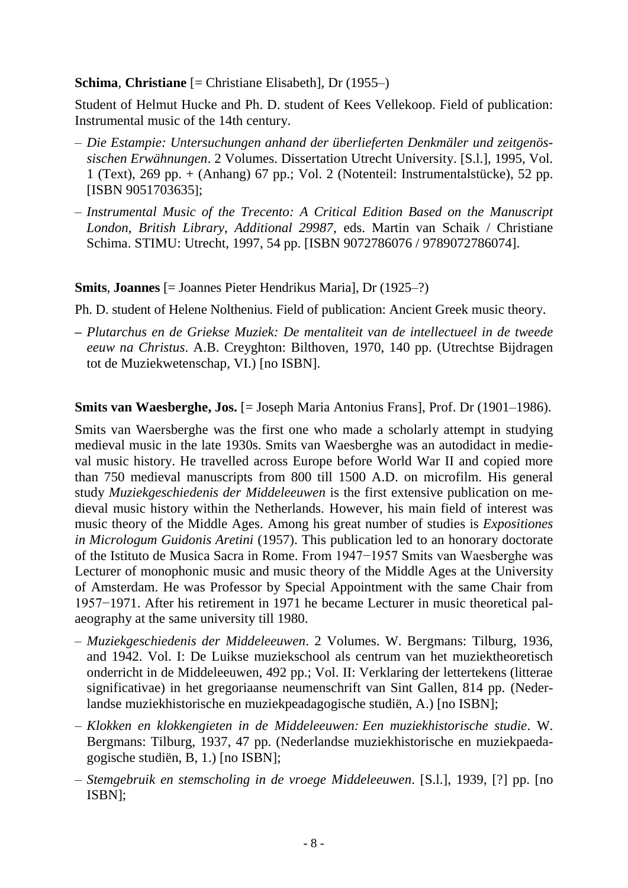**Schima**, **Christiane** [= Christiane Elisabeth], Dr (1955–)

Student of Helmut Hucke and Ph. D. student of Kees Vellekoop. Field of publication: Instrumental music of the 14th century.

- *Die Estampie: Untersuchungen anhand der überlieferten Denkmäler und zeitgenössischen Erwähnungen*. 2 Volumes. Dissertation Utrecht University. [S.l.], 1995, Vol. 1 (Text), 269 pp. + (Anhang) 67 pp.; Vol. 2 (Notenteil: Instrumentalstücke), 52 pp. [ISBN 9051703635];
- *Instrumental Music of the Trecento: A Critical Edition Based on the Manuscript London, British Library, Additional 29987*, eds. Martin van Schaik / Christiane Schima. STIMU: Utrecht, 1997, 54 pp. [ISBN 9072786076 / 9789072786074].

**Smits**, **Joannes** [= Joannes Pieter Hendrikus Maria], Dr (1925–?)

Ph. D. student of Helene Nolthenius. Field of publication: Ancient Greek music theory.

- *Plutarchus en de Griekse Muziek: De mentaliteit van de intellectueel in de tweede eeuw na Christus*. A.B. Creyghton: Bilthoven, 1970, 140 pp. (Utrechtse Bijdragen tot de Muziekwetenschap, VI.) [no ISBN].

**Smits van Waesberghe, Jos.** [= Joseph Maria Antonius Frans], Prof. Dr (1901–1986).

Smits van Waersberghe was the first one who made a scholarly attempt in studying medieval music in the late 1930s. Smits van Waesberghe was an autodidact in medieval music history. He travelled across Europe before World War II and copied more than 750 medieval manuscripts from 800 till 1500 A.D. on microfilm. His general study *Muziekgeschiedenis der Middeleeuwen* is the first extensive publication on medieval music history within the Netherlands. However, his main field of interest was music theory of the Middle Ages. Among his great number of studies is *Expositiones in Micrologum Guidonis Aretini* (1957). This publication led to an honorary doctorate of the Istituto de Musica Sacra in Rome. From 1947−1957 Smits van Waesberghe was Lecturer of monophonic music and music theory of the Middle Ages at the University of Amsterdam. He was Professor by Special Appointment with the same Chair from 1957−1971. After his retirement in 1971 he became Lecturer in music theoretical palaeography at the same university till 1980.

- *Muziekgeschiedenis der Middeleeuwen*. 2 Volumes. W. Bergmans: Tilburg, 1936, and 1942. Vol. I: De Luikse muziekschool als centrum van het muziektheoretisch onderricht in de Middeleeuwen, 492 pp.; Vol. II: Verklaring der lettertekens (litterae significativae) in het gregoriaanse neumenschrift van Sint Gallen, 814 pp. (Nederlandse muziekhistorische en muziekpeadagogische studiën, A.) [no ISBN];
- *Klokken en klokkengieten in de Middeleeuwen: Een muziekhistorische studie*. W. Bergmans: Tilburg, 1937, 47 pp. (Nederlandse muziekhistorische en muziekpaedagogische studiën, B, 1.) [no ISBN];
- *Stemgebruik en stemscholing in de vroege Middeleeuwen*. [S.l.], 1939, [?] pp. [no ISBN];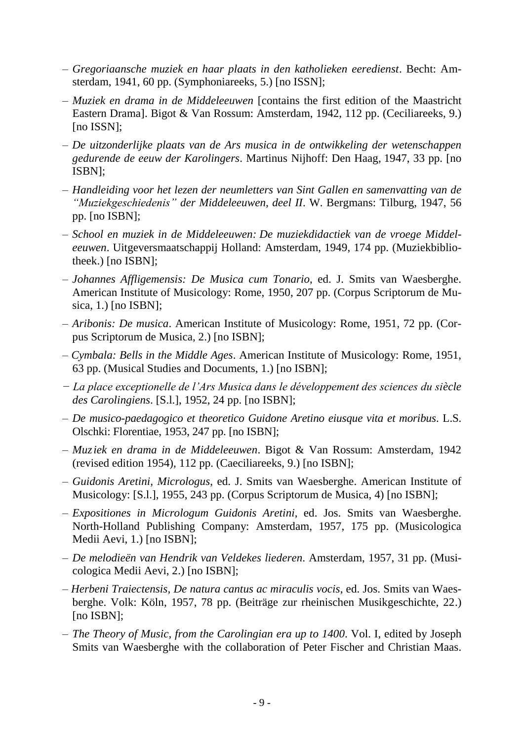- *Gregoriaansche muziek en haar plaats in den katholieken eeredienst*. Becht: Amsterdam, 1941, 60 pp. (Symphoniareeks, 5.) [no ISSN];
- *Muziek en drama in de Middeleeuwen* [contains the first edition of the Maastricht Eastern Drama]. Bigot & Van Rossum: Amsterdam, 1942, 112 pp. (Ceciliareeks, 9.) [no ISSN];
- *De uitzonderlijke plaats van de Ars musica in de ontwikkeling der wetenschappen gedurende de eeuw der Karolingers*. Martinus Nijhoff: Den Haag, 1947, 33 pp. [no ISBN];
- *Handleiding voor het lezen der neumletters van Sint Gallen en samenvatting van de "Muziekgeschiedenis" der Middeleeuwen, deel II*. W. Bergmans: Tilburg, 1947, 56 pp. [no ISBN];
- *School en muziek in de Middeleeuwen: De muziekdidactiek van de vroege Middeleeuwen*. Uitgeversmaatschappij Holland: Amsterdam, 1949, 174 pp. (Muziekbibliotheek.) [no ISBN];
- *Johannes Affligemensis: De Musica cum Tonario*, ed. J. Smits van Waesberghe. American Institute of Musicology: Rome, 1950, 207 pp. (Corpus Scriptorum de Musica, 1.) [no ISBN];
- *Aribonis: De musica*. American Institute of Musicology: Rome, 1951, 72 pp. (Corpus Scriptorum de Musica, 2.) [no ISBN];
- *Cymbala: Bells in the Middle Ages*. American Institute of Musicology: Rome, 1951, 63 pp. (Musical Studies and Documents, 1.) [no ISBN];
- *La place exceptionelle de l'Ars Musica dans le développement des sciences du siècle des Carolingiens*. [S.l.], 1952, 24 pp. [no ISBN];
- *De musico-paedagogico et theoretico Guidone Aretino eiusque vita et moribus*. L.S. Olschki: Florentiae, 1953, 247 pp. [no ISBN];
- *Muziek en drama in de Middeleeuwen*. Bigot & Van Rossum: Amsterdam, 1942 (revised edition 1954), 112 pp. (Caeciliareeks, 9.) [no ISBN];
- *Guidonis Aretini, Micrologus*, ed. J. Smits van Waesberghe. American Institute of Musicology: [S.l.], 1955, 243 pp. (Corpus Scriptorum de Musica, 4) [no ISBN];
- *Expositiones in Micrologum Guidonis Aretini*, ed. Jos. Smits van Waesberghe. North-Holland Publishing Company: Amsterdam, 1957, 175 pp. (Musicologica Medii Aevi, 1.) [no ISBN];
- *De melodieën van Hendrik van Veldekes liederen*. Amsterdam, 1957, 31 pp. (Musicologica Medii Aevi, 2.) [no ISBN];
- *Herbeni Traiectensis, De natura cantus ac miraculis vocis*, ed. Jos. Smits van Waesberghe. Volk: Köln, 1957, 78 pp. (Beiträge zur rheinischen Musikgeschichte, 22.) [no ISBN];
- *The Theory of Music, from the Carolingian era up to 1400*. Vol. I, edited by Joseph Smits van Waesberghe with the collaboration of Peter Fischer and Christian Maas.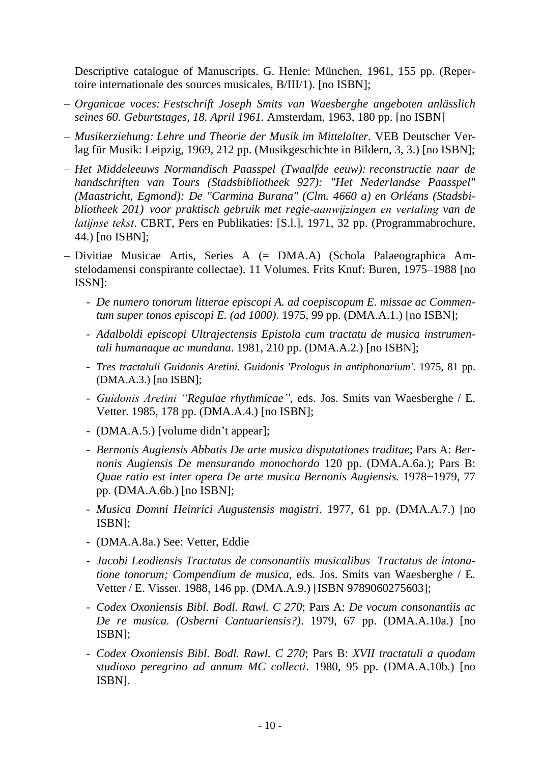Descriptive catalogue of Manuscripts. G. Henle: München, 1961, 155 pp. (Repertoire internationale des sources musicales, B/III/1). [no ISBN];

- *Organicae voces: Festschrift Joseph Smits van Waesberghe angeboten anlässlich seines 60. Geburtstages, 18. April 1961.* Amsterdam, 1963, 180 pp. [no ISBN]
- *Musikerziehung: Lehre und Theorie der Musik im Mittelalter.* VEB Deutscher Verlag für Musik: Leipzig, 1969, 212 pp. (Musikgeschichte in Bildern, 3, 3.) [no ISBN];
- *Het Middeleeuws Normandisch Paasspel (Twaalfde eeuw): reconstructie naar de handschriften van Tours (Stadsbibliotheek 927): "Het Nederlandse Paasspel" (Maastricht, Egmond): De "Carmina Burana" (Clm. 4660 a) en Orléans (Stadsbibliotheek 201) voor praktisch gebruik met regie-aanwijzingen en vertaling van de latijnse tekst*. CBRT, Pers en Publikaties: [S.l.], 1971, 32 pp. (Programmabrochure, 44.) [no ISBN];
- Divitiae Musicae Artis, Series A (= DMA.A) (Schola Palaeographica Amstelodamensi conspirante collectae). 11 Volumes. Frits Knuf: Buren, 1975–1988 [no ISSN]:
  - *De numero tonorum litterae episcopi A. ad coepiscopum E. missae ac Commentum super tonos episcopi E. (ad 1000)*. 1975, 99 pp. (DMA.A.1.) [no ISBN];
  - *Adalboldi episcopi Ultrajectensis Epistola cum tractatu de musica instrumentali humanaque ac mundana*. 1981, 210 pp. (DMA.A.2.) [no ISBN];
  - *Tres tractaluli Guidonis Aretini. Guidonis 'Prologus in antiphonarium'*. 1975, 81 pp. (DMA.A.3.) [no ISBN];
  - *Guidonis Aretini "Regulae rhythmicae"*, eds. Jos. Smits van Waesberghe / E. Vetter. 1985, 178 pp. (DMA.A.4.) [no ISBN];
  - (DMA.A.5.) [volume didn't appear];
  - *Bernonis Augiensis Abbatis De arte musica disputationes traditae*; Pars A: *Bernonis Augiensis De mensurando monochordo* 120 pp. (DMA.A.6a.); Pars B: *Quae ratio est inter opera De arte musica Bernonis Augiensis.* 1978−1979, 77 pp. (DMA.A.6b.) [no ISBN];
  - *Musica Domni Heinrici Augustensis magistri*. 1977, 61 pp. (DMA.A.7.) [no ISBN];
  - (DMA.A.8a.) See: Vetter, Eddie
  - *Jacobi Leodiensis Tractatus de consonantiis musicalibus Tractatus de intonatione tonorum; Compendium de musica*, eds. Jos. Smits van Waesberghe / E. Vetter / E. Visser. 1988, 146 pp. (DMA.A.9.) [ISBN 9789060275603];
  - *Codex Oxoniensis Bibl. Bodl. Rawl. C 270*; Pars A: *De vocum consonantiis ac De re musica. (Osberni Cantuariensis?)*. 1979, 67 pp. (DMA.A.10a.) [no ISBN];
  - *Codex Oxoniensis Bibl. Bodl. Rawl. C 270*; Pars B: *XVII tractatuli a quodam studioso peregrino ad annum MC collecti*. 1980, 95 pp. (DMA.A.10b.) [no ISBN].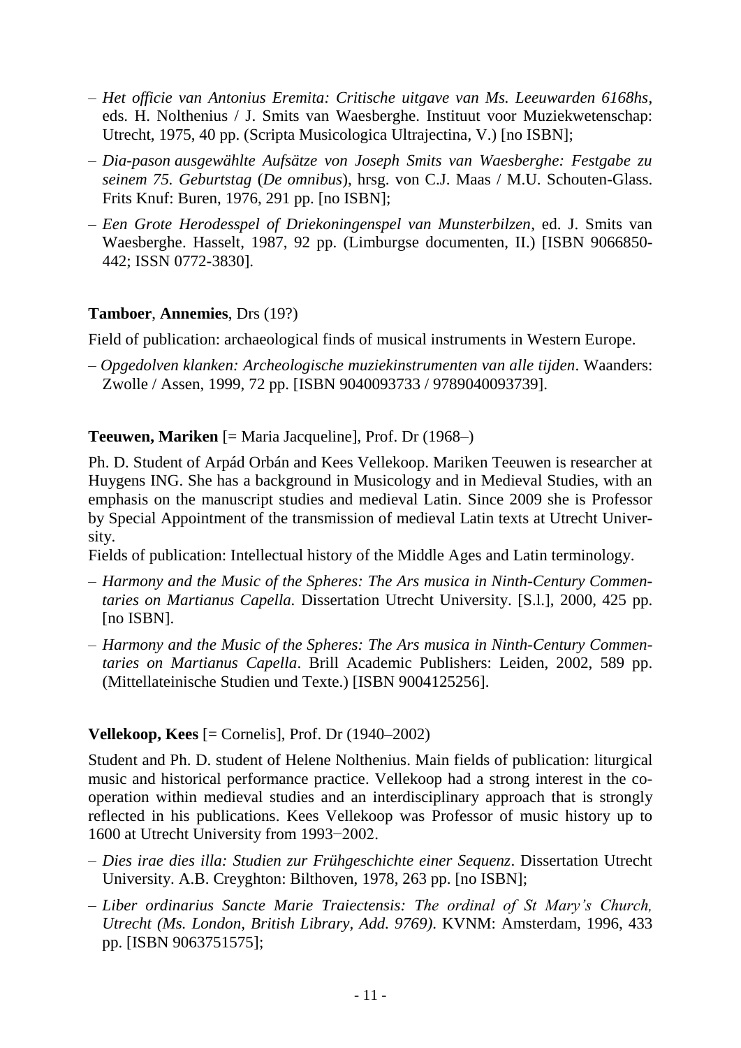- *Het officie van Antonius Eremita: Critische uitgave van Ms. Leeuwarden 6168hs*, eds. H. Nolthenius / J. Smits van Waesberghe. Instituut voor Muziekwetenschap: Utrecht, 1975, 40 pp. (Scripta Musicologica Ultrajectina, V.) [no ISBN];
- *Dia-pason ausgewählte Aufsätze von Joseph Smits van Waesberghe: Festgabe zu seinem 75. Geburtstag* (*De omnibus*), hrsg. von C.J. Maas / M.U. Schouten-Glass. Frits Knuf: Buren, 1976, 291 pp. [no ISBN];
- *Een Grote Herodesspel of Driekoningenspel van Munsterbilzen*, ed. J. Smits van Waesberghe. Hasselt, 1987, 92 pp. (Limburgse documenten, II.) [ISBN 9066850-442; ISSN 0772-3830].

**Tamboer**, **Annemies**, Drs (19?)

Field of publication: archaeological finds of musical instruments in Western Europe.

- *Opgedolven klanken: Archeologische muziekinstrumenten van alle tijden*. Waanders: Zwolle / Assen, 1999, 72 pp. [ISBN 9040093733 / 9789040093739].

**Teeuwen, Mariken** [= Maria Jacqueline], Prof. Dr (1968–)

Ph. D. Student of Arpád Orbán and Kees Vellekoop. Mariken Teeuwen is researcher at Huygens ING. She has a background in Musicology and in Medieval Studies, with an emphasis on the manuscript studies and medieval Latin. Since 2009 she is Professor by Special Appointment of the transmission of medieval Latin texts at Utrecht University.

Fields of publication: Intellectual history of the Middle Ages and Latin terminology.

- *Harmony and the Music of the Spheres: The Ars musica in Ninth-Century Commentaries on Martianus Capella.* Dissertation Utrecht University. [S.l.], 2000, 425 pp. [no ISBN].
- *Harmony and the Music of the Spheres: The Ars musica in Ninth-Century Commentaries on Martianus Capella*. Brill Academic Publishers: Leiden, 2002, 589 pp. (Mittellateinische Studien und Texte.) [ISBN 9004125256].

**Vellekoop, Kees** [= Cornelis], Prof. Dr (1940–2002)

Student and Ph. D. student of Helene Nolthenius. Main fields of publication: liturgical music and historical performance practice. Vellekoop had a strong interest in the co-operation within medieval studies and an interdisciplinary approach that is strongly reflected in his publications. Kees Vellekoop was Professor of music history up to 1600 at Utrecht University from 1993–2002.

- *Dies irae dies illa: Studien zur Frühgeschichte einer Sequenz*. Dissertation Utrecht University. A.B. Creyghton: Bilthoven, 1978, 263 pp. [no ISBN];
- *Liber ordinarius Sancte Marie Traiectensis: The ordinal of St Mary's Church, Utrecht (Ms. London, British Library, Add. 9769)*. KVNM: Amsterdam, 1996, 433 pp. [ISBN 9063751575];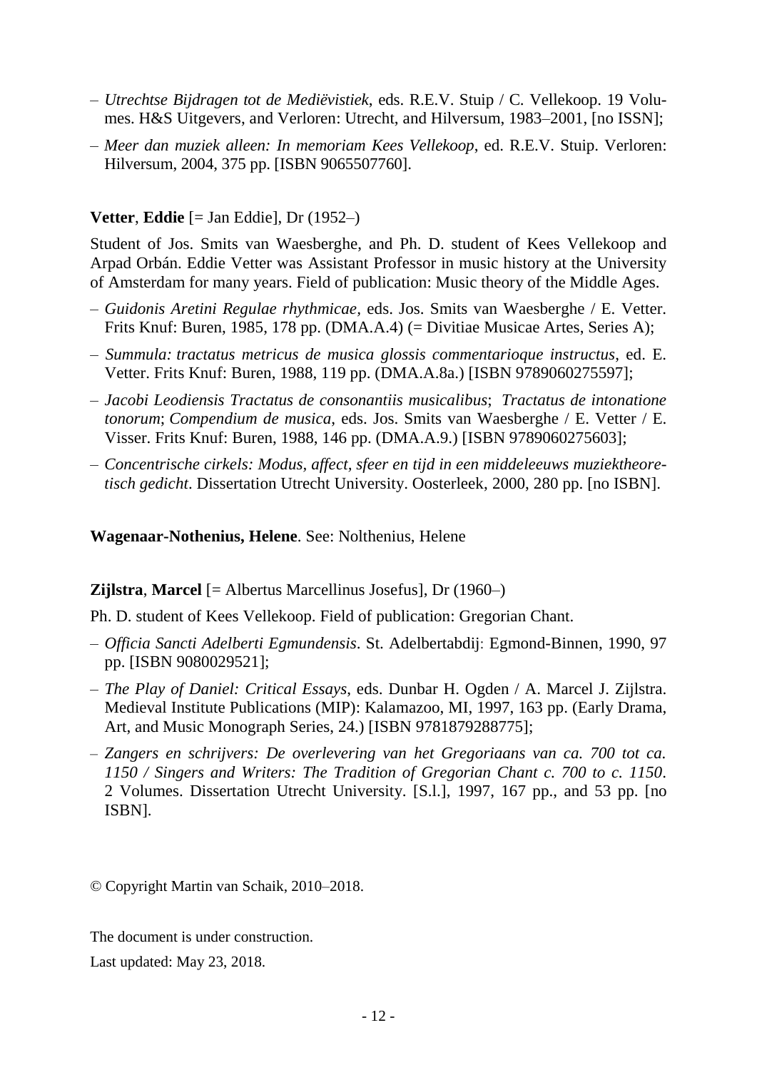– *Utrechtse Bijdragen tot de Mediëvistiek*, eds. R.E.V. Stuip / C. Vellekoop. 19 Volumes. H&S Uitgevers, and Verloren: Utrecht, and Hilversum, 1983–2001, [no ISSN];

– *Meer dan muziek alleen: In memoriam Kees Vellekoop*, ed. R.E.V. Stuip. Verloren: Hilversum, 2004, 375 pp. [ISBN 9065507760].

**Vetter**, **Eddie** [= Jan Eddie], Dr (1952–)

Student of Jos. Smits van Waesberghe, and Ph. D. student of Kees Vellekoop and Arpad Orbán. Eddie Vetter was Assistant Professor in music history at the University of Amsterdam for many years. Field of publication: Music theory of the Middle Ages.

– *Guidonis Aretini Regulae rhythmicae*, eds. Jos. Smits van Waesberghe / E. Vetter. Frits Knuf: Buren, 1985, 178 pp. (DMA.A.4) (= Divitiae Musicae Artes, Series A);

– *Summula: tractatus metricus de musica glossis commentarioque instructus*, ed. E. Vetter. Frits Knuf: Buren, 1988, 119 pp. (DMA.A.8a.) [ISBN 9789060275597];

– *Jacobi Leodiensis Tractatus de consonantiis musicalibus*; *Tractatus de intonatione tonorum*; *Compendium de musica*, eds. Jos. Smits van Waesberghe / E. Vetter / E. Visser. Frits Knuf: Buren, 1988, 146 pp. (DMA.A.9.) [ISBN 9789060275603];

– *Concentrische cirkels: Modus, affect, sfeer en tijd in een middeleeuws muziektheoretisch gedicht*. Dissertation Utrecht University. Oosterleek, 2000, 280 pp. [no ISBN].

**Wagenaar-Nothenius, Helene**. See: Nolthenius, Helene

**Zijlstra**, **Marcel** [= Albertus Marcellinus Josefus], Dr (1960–)

Ph. D. student of Kees Vellekoop. Field of publication: Gregorian Chant.

– *Officia Sancti Adelberti Egmundensis*. St. Adelbertabdij: Egmond-Binnen, 1990, 97 pp. [ISBN 9080029521];

– *The Play of Daniel: Critical Essays*, eds. Dunbar H. Ogden / A. Marcel J. Zijlstra. Medieval Institute Publications (MIP): Kalamazoo, MI, 1997, 163 pp. (Early Drama, Art, and Music Monograph Series, 24.) [ISBN 9781879288775];

– *Zangers en schrijvers: De overlevering van het Gregoriaans van ca. 700 tot ca. 1150 / Singers and Writers: The Tradition of Gregorian Chant c. 700 to c. 1150*. 2 Volumes. Dissertation Utrecht University. [S.l.], 1997, 167 pp., and 53 pp. [no ISBN].

© Copyright Martin van Schaik, 2010–2018.

The document is under construction.

Last updated: May 23, 2018.